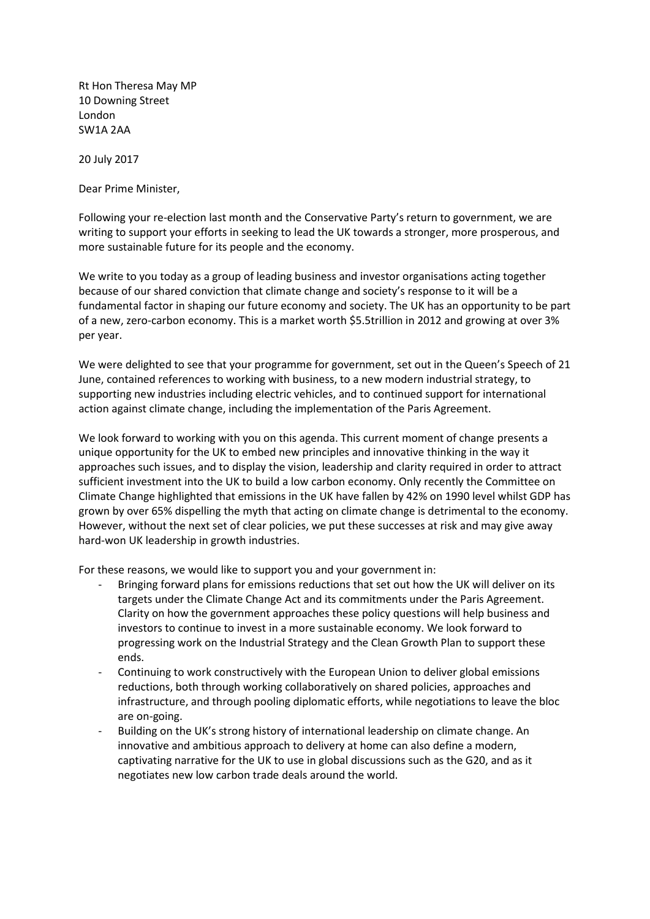Rt Hon Theresa May MP
10 Downing Street
London
SW1A 2AA

20 July 2017

Dear Prime Minister,

Following your re-election last month and the Conservative Party's return to government, we are writing to support your efforts in seeking to lead the UK towards a stronger, more prosperous, and more sustainable future for its people and the economy.

We write to you today as a group of leading business and investor organisations acting together because of our shared conviction that climate change and society's response to it will be a fundamental factor in shaping our future economy and society. The UK has an opportunity to be part of a new, zero-carbon economy. This is a market worth $5.5trillion in 2012 and growing at over 3% per year.

We were delighted to see that your programme for government, set out in the Queen's Speech of 21 June, contained references to working with business, to a new modern industrial strategy, to supporting new industries including electric vehicles, and to continued support for international action against climate change, including the implementation of the Paris Agreement.

We look forward to working with you on this agenda. This current moment of change presents a unique opportunity for the UK to embed new principles and innovative thinking in the way it approaches such issues, and to display the vision, leadership and clarity required in order to attract sufficient investment into the UK to build a low carbon economy. Only recently the Committee on Climate Change highlighted that emissions in the UK have fallen by 42% on 1990 level whilst GDP has grown by over 65% dispelling the myth that acting on climate change is detrimental to the economy. However, without the next set of clear policies, we put these successes at risk and may give away hard-won UK leadership in growth industries.

For these reasons, we would like to support you and your government in:

- Bringing forward plans for emissions reductions that set out how the UK will deliver on its targets under the Climate Change Act and its commitments under the Paris Agreement. Clarity on how the government approaches these policy questions will help business and investors to continue to invest in a more sustainable economy. We look forward to progressing work on the Industrial Strategy and the Clean Growth Plan to support these ends.
- Continuing to work constructively with the European Union to deliver global emissions reductions, both through working collaboratively on shared policies, approaches and infrastructure, and through pooling diplomatic efforts, while negotiations to leave the bloc are on-going.
- Building on the UK's strong history of international leadership on climate change. An innovative and ambitious approach to delivery at home can also define a modern, captivating narrative for the UK to use in global discussions such as the G20, and as it negotiates new low carbon trade deals around the world.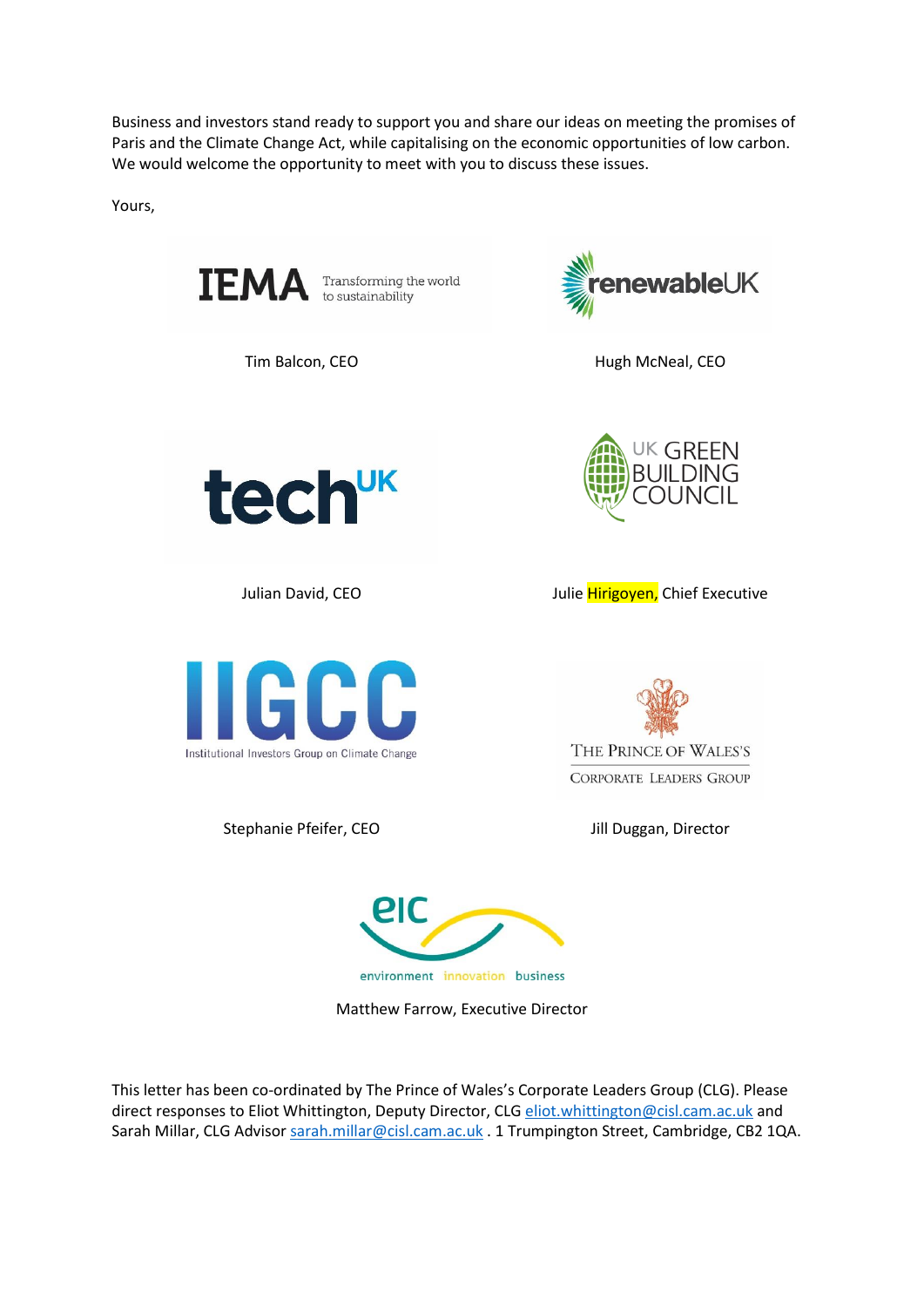Business and investors stand ready to support you and share our ideas on meeting the promises of Paris and the Climate Change Act, while capitalising on the economic opportunities of low carbon. We would welcome the opportunity to meet with you to discuss these issues.

Yours,

IEMA Transforming the world to sustainability

Tim Balcon, CEO

renewableUK

Hugh McNeal, CEO

techUK

Julian David, CEO

UK GREEN BUILDING COUNCIL

Julie Hirigoyen, Chief Executive

IIGCC Institutional Investors Group on Climate Change

Stephanie Pfeifer, CEO

The Prince of Wales's Corporate Leaders Group

Jill Duggan, Director

eic environment innovation business

Matthew Farrow, Executive Director

This letter has been co-ordinated by The Prince of Wales's Corporate Leaders Group (CLG). Please direct responses to Eliot Whittington, Deputy Director, CLG eliot.whittington@cisl.cam.ac.uk and Sarah Millar, CLG Advisor sarah.millar@cisl.cam.ac.uk . 1 Trumpington Street, Cambridge, CB2 1QA.